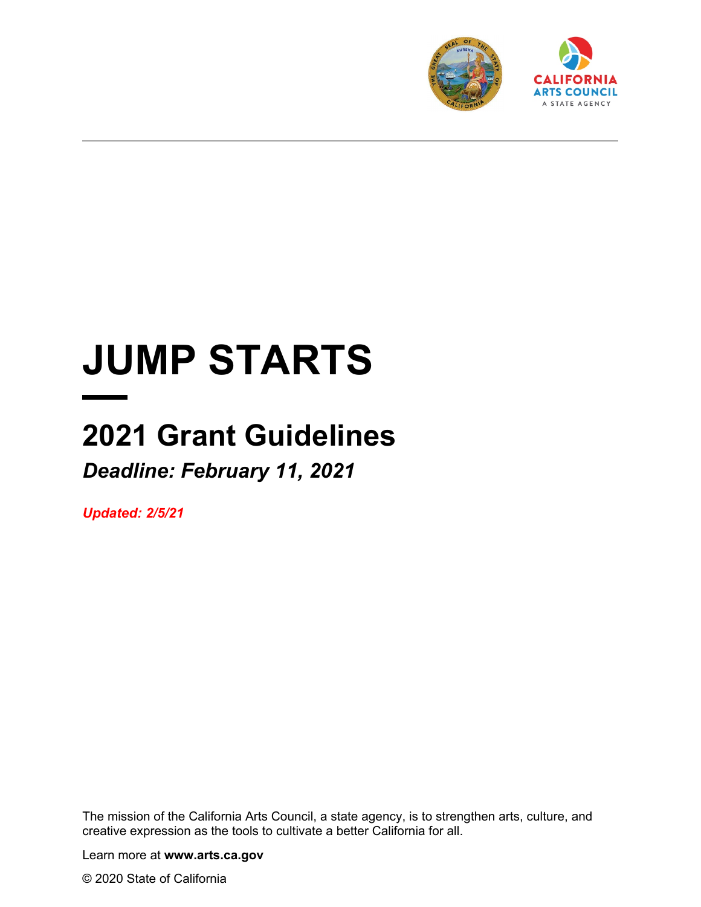# JUMP STARTS

## 2021 Grant Guidelines

***Deadline: February 11, 2021***

***Updated: 2/5/21***

The mission of the California Arts Council, a state agency, is to strengthen arts, culture, and creative expression as the tools to cultivate a better California for all.

Learn more at **www.arts.ca.gov**

© 2020 State of California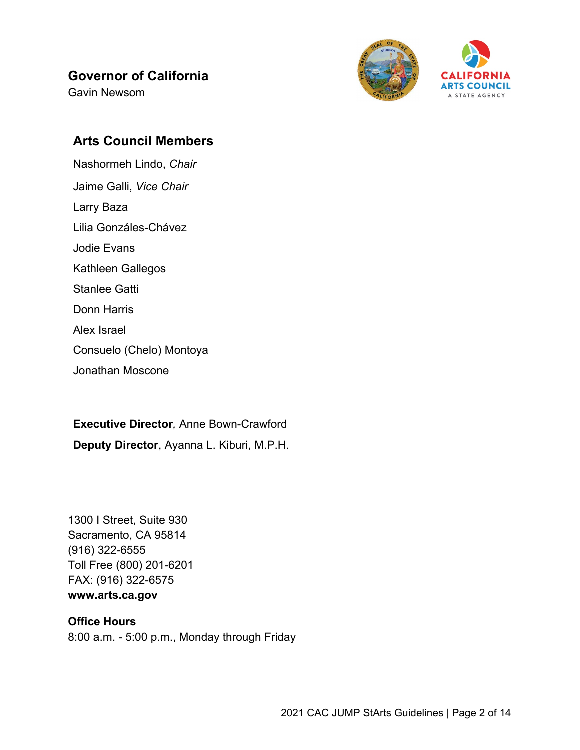**Governor of California**
Gavin Newsom

## Arts Council Members

Nashormeh Lindo, *Chair*

Jaime Galli, *Vice Chair*

Larry Baza

Lilia Gonzáles-Chávez

Jodie Evans

Kathleen Gallegos

Stanlee Gatti

Donn Harris

Alex Israel

Consuelo (Chelo) Montoya

Jonathan Moscone

---

**Executive Director**, Anne Bown-Crawford

**Deputy Director**, Ayanna L. Kiburi, M.P.H.

---

1300 I Street, Suite 930
Sacramento, CA 95814
(916) 322-6555
Toll Free (800) 201-6201
FAX: (916) 322-6575
**www.arts.ca.gov**

**Office Hours**
8:00 a.m. - 5:00 p.m., Monday through Friday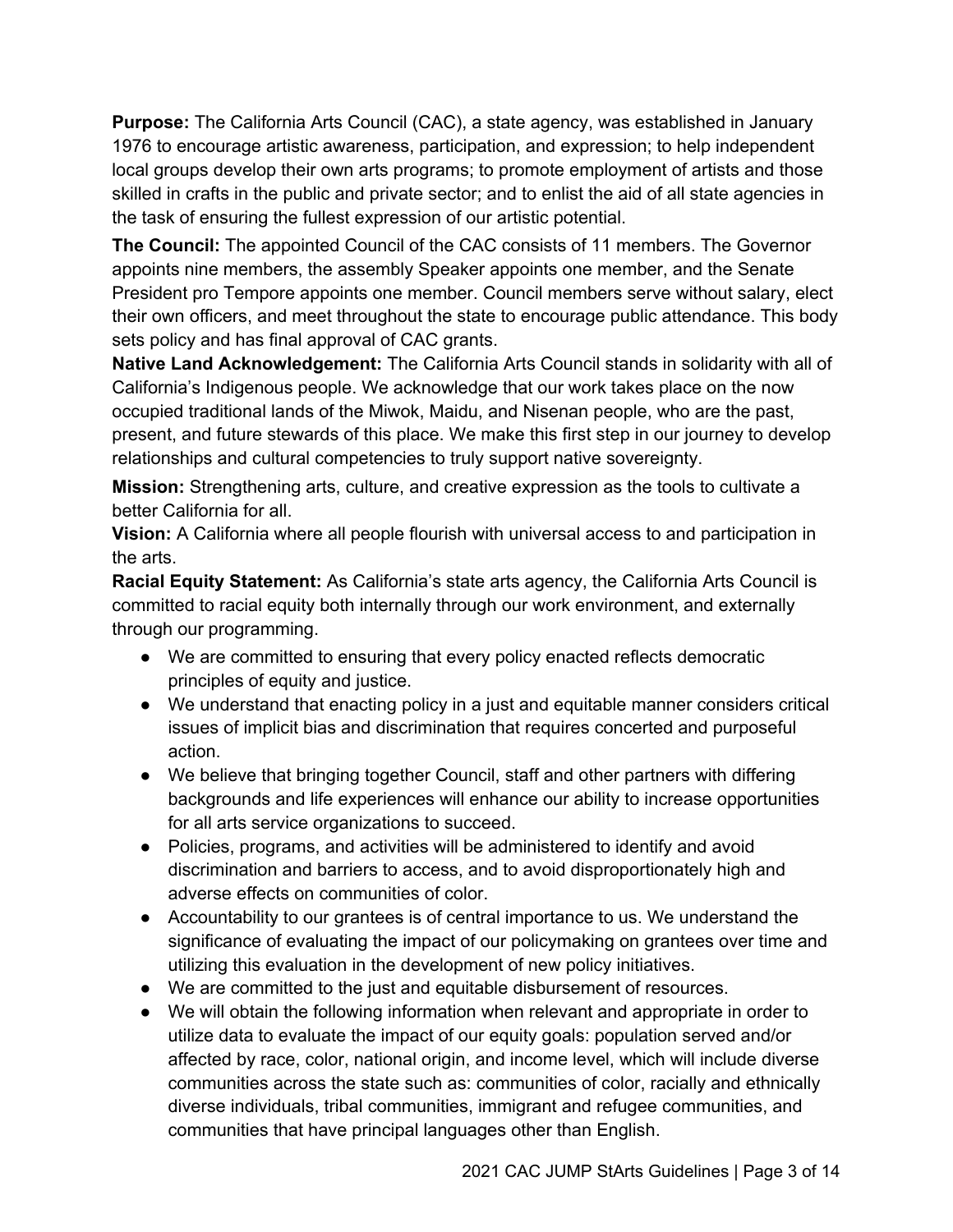**Purpose:** The California Arts Council (CAC), a state agency, was established in January 1976 to encourage artistic awareness, participation, and expression; to help independent local groups develop their own arts programs; to promote employment of artists and those skilled in crafts in the public and private sector; and to enlist the aid of all state agencies in the task of ensuring the fullest expression of our artistic potential.

**The Council:** The appointed Council of the CAC consists of 11 members. The Governor appoints nine members, the assembly Speaker appoints one member, and the Senate President pro Tempore appoints one member. Council members serve without salary, elect their own officers, and meet throughout the state to encourage public attendance. This body sets policy and has final approval of CAC grants.

**Native Land Acknowledgement:** The California Arts Council stands in solidarity with all of California's Indigenous people. We acknowledge that our work takes place on the now occupied traditional lands of the Miwok, Maidu, and Nisenan people, who are the past, present, and future stewards of this place. We make this first step in our journey to develop relationships and cultural competencies to truly support native sovereignty.

**Mission:** Strengthening arts, culture, and creative expression as the tools to cultivate a better California for all.

**Vision:** A California where all people flourish with universal access to and participation in the arts.

**Racial Equity Statement:** As California's state arts agency, the California Arts Council is committed to racial equity both internally through our work environment, and externally through our programming.

- We are committed to ensuring that every policy enacted reflects democratic principles of equity and justice.
- We understand that enacting policy in a just and equitable manner considers critical issues of implicit bias and discrimination that requires concerted and purposeful action.
- We believe that bringing together Council, staff and other partners with differing backgrounds and life experiences will enhance our ability to increase opportunities for all arts service organizations to succeed.
- Policies, programs, and activities will be administered to identify and avoid discrimination and barriers to access, and to avoid disproportionately high and adverse effects on communities of color.
- Accountability to our grantees is of central importance to us. We understand the significance of evaluating the impact of our policymaking on grantees over time and utilizing this evaluation in the development of new policy initiatives.
- We are committed to the just and equitable disbursement of resources.
- We will obtain the following information when relevant and appropriate in order to utilize data to evaluate the impact of our equity goals: population served and/or affected by race, color, national origin, and income level, which will include diverse communities across the state such as: communities of color, racially and ethnically diverse individuals, tribal communities, immigrant and refugee communities, and communities that have principal languages other than English.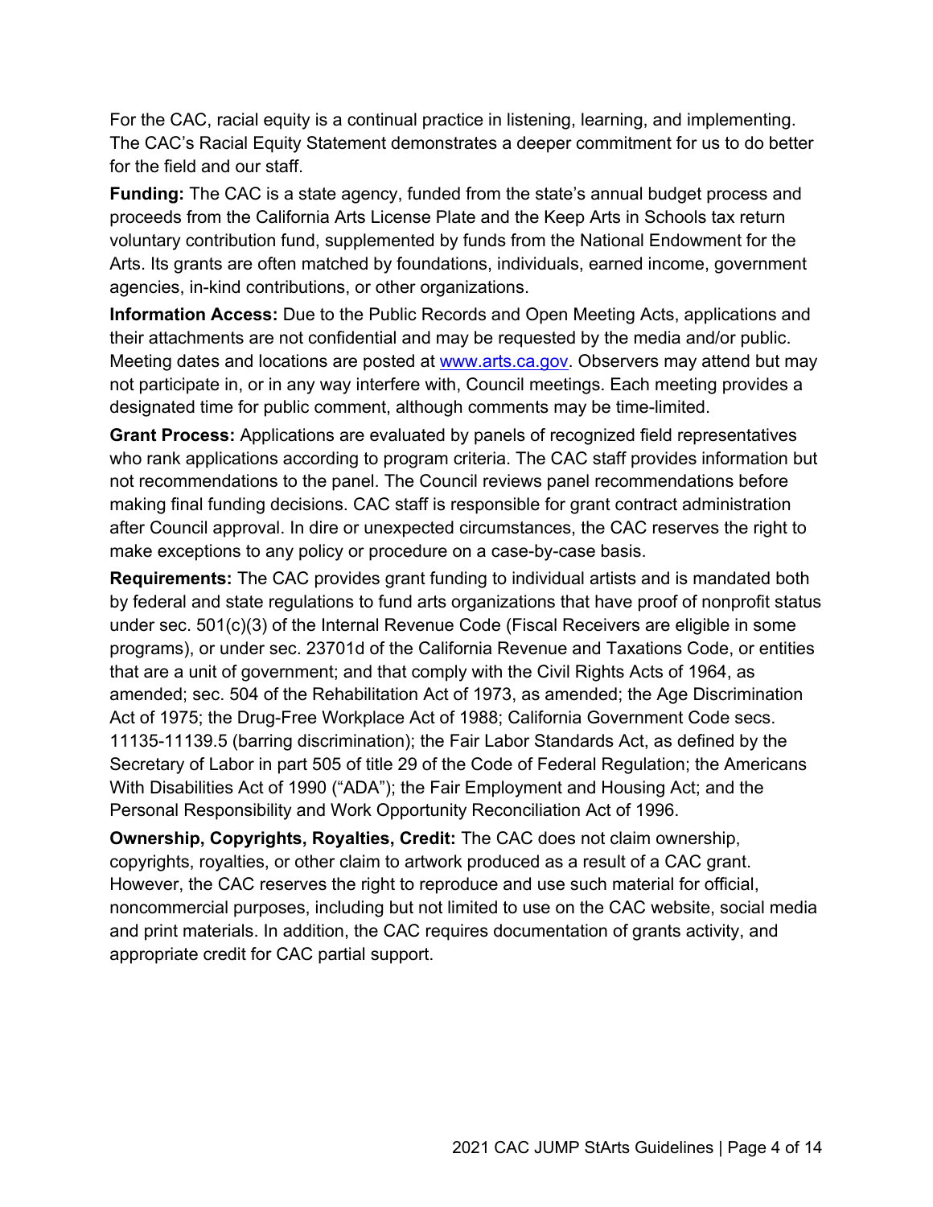For the CAC, racial equity is a continual practice in listening, learning, and implementing. The CAC's Racial Equity Statement demonstrates a deeper commitment for us to do better for the field and our staff.

**Funding:** The CAC is a state agency, funded from the state's annual budget process and proceeds from the California Arts License Plate and the Keep Arts in Schools tax return voluntary contribution fund, supplemented by funds from the National Endowment for the Arts. Its grants are often matched by foundations, individuals, earned income, government agencies, in-kind contributions, or other organizations.

**Information Access:** Due to the Public Records and Open Meeting Acts, applications and their attachments are not confidential and may be requested by the media and/or public. Meeting dates and locations are posted at [www.arts.ca.gov](http://www.arts.ca.gov). Observers may attend but may not participate in, or in any way interfere with, Council meetings. Each meeting provides a designated time for public comment, although comments may be time-limited.

**Grant Process:** Applications are evaluated by panels of recognized field representatives who rank applications according to program criteria. The CAC staff provides information but not recommendations to the panel. The Council reviews panel recommendations before making final funding decisions. CAC staff is responsible for grant contract administration after Council approval. In dire or unexpected circumstances, the CAC reserves the right to make exceptions to any policy or procedure on a case-by-case basis.

**Requirements:** The CAC provides grant funding to individual artists and is mandated both by federal and state regulations to fund arts organizations that have proof of nonprofit status under sec. 501(c)(3) of the Internal Revenue Code (Fiscal Receivers are eligible in some programs), or under sec. 23701d of the California Revenue and Taxations Code, or entities that are a unit of government; and that comply with the Civil Rights Acts of 1964, as amended; sec. 504 of the Rehabilitation Act of 1973, as amended; the Age Discrimination Act of 1975; the Drug-Free Workplace Act of 1988; California Government Code secs. 11135-11139.5 (barring discrimination); the Fair Labor Standards Act, as defined by the Secretary of Labor in part 505 of title 29 of the Code of Federal Regulation; the Americans With Disabilities Act of 1990 ("ADA"); the Fair Employment and Housing Act; and the Personal Responsibility and Work Opportunity Reconciliation Act of 1996.

**Ownership, Copyrights, Royalties, Credit:** The CAC does not claim ownership, copyrights, royalties, or other claim to artwork produced as a result of a CAC grant. However, the CAC reserves the right to reproduce and use such material for official, noncommercial purposes, including but not limited to use on the CAC website, social media and print materials. In addition, the CAC requires documentation of grants activity, and appropriate credit for CAC partial support.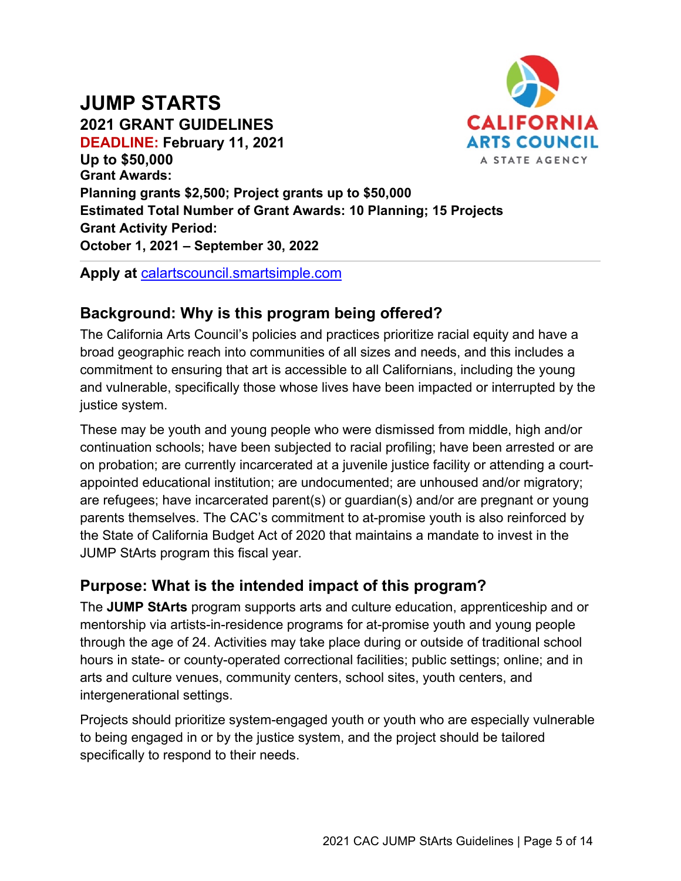# JUMP STARTS

**2021 GRANT GUIDELINES**
**DEADLINE: February 11, 2021**
**Up to $50,000**
**Grant Awards:**
**Planning grants $2,500; Project grants up to $50,000**
**Estimated Total Number of Grant Awards: 10 Planning; 15 Projects**
**Grant Activity Period:**
**October 1, 2021 – September 30, 2022**

---

**Apply at** [calartscouncil.smartsimple.com](calartscouncil.smartsimple.com)

## Background: Why is this program being offered?

The California Arts Council's policies and practices prioritize racial equity and have a broad geographic reach into communities of all sizes and needs, and this includes a commitment to ensuring that art is accessible to all Californians, including the young and vulnerable, specifically those whose lives have been impacted or interrupted by the justice system.

These may be youth and young people who were dismissed from middle, high and/or continuation schools; have been subjected to racial profiling; have been arrested or are on probation; are currently incarcerated at a juvenile justice facility or attending a court-appointed educational institution; are undocumented; are unhoused and/or migratory; are refugees; have incarcerated parent(s) or guardian(s) and/or are pregnant or young parents themselves. The CAC's commitment to at-promise youth is also reinforced by the State of California Budget Act of 2020 that maintains a mandate to invest in the JUMP StArts program this fiscal year.

## Purpose: What is the intended impact of this program?

The **JUMP StArts** program supports arts and culture education, apprenticeship and or mentorship via artists-in-residence programs for at-promise youth and young people through the age of 24. Activities may take place during or outside of traditional school hours in state- or county-operated correctional facilities; public settings; online; and in arts and culture venues, community centers, school sites, youth centers, and intergenerational settings.

Projects should prioritize system-engaged youth or youth who are especially vulnerable to being engaged in or by the justice system, and the project should be tailored specifically to respond to their needs.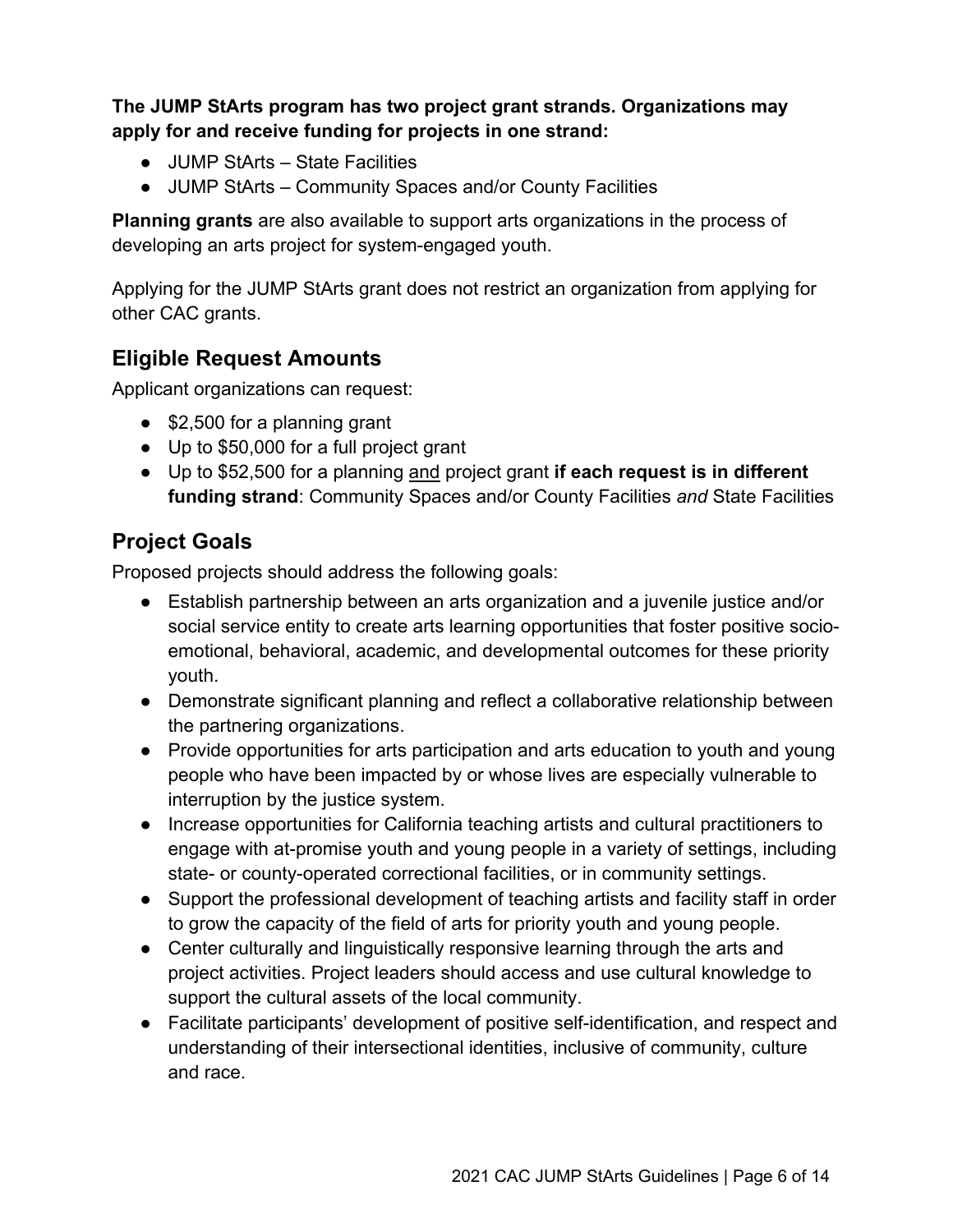**The JUMP StArts program has two project grant strands. Organizations may apply for and receive funding for projects in one strand:**

- JUMP StArts – State Facilities
- JUMP StArts – Community Spaces and/or County Facilities

**Planning grants** are also available to support arts organizations in the process of developing an arts project for system-engaged youth.

Applying for the JUMP StArts grant does not restrict an organization from applying for other CAC grants.

## Eligible Request Amounts

Applicant organizations can request:

- $2,500 for a planning grant
- Up to $50,000 for a full project grant
- Up to $52,500 for a planning <u>and</u> project grant **if each request is in different funding strand**: Community Spaces and/or County Facilities *and* State Facilities

## Project Goals

Proposed projects should address the following goals:

- Establish partnership between an arts organization and a juvenile justice and/or social service entity to create arts learning opportunities that foster positive socio-emotional, behavioral, academic, and developmental outcomes for these priority youth.
- Demonstrate significant planning and reflect a collaborative relationship between the partnering organizations.
- Provide opportunities for arts participation and arts education to youth and young people who have been impacted by or whose lives are especially vulnerable to interruption by the justice system.
- Increase opportunities for California teaching artists and cultural practitioners to engage with at-promise youth and young people in a variety of settings, including state- or county-operated correctional facilities, or in community settings.
- Support the professional development of teaching artists and facility staff in order to grow the capacity of the field of arts for priority youth and young people.
- Center culturally and linguistically responsive learning through the arts and project activities. Project leaders should access and use cultural knowledge to support the cultural assets of the local community.
- Facilitate participants' development of positive self-identification, and respect and understanding of their intersectional identities, inclusive of community, culture and race.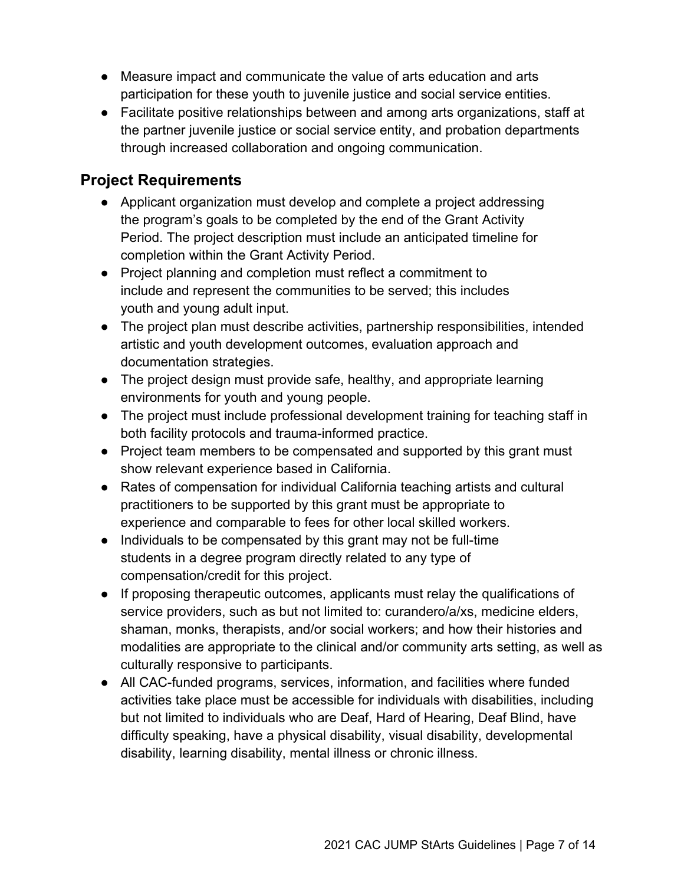- Measure impact and communicate the value of arts education and arts participation for these youth to juvenile justice and social service entities.
- Facilitate positive relationships between and among arts organizations, staff at the partner juvenile justice or social service entity, and probation departments through increased collaboration and ongoing communication.

## Project Requirements

- Applicant organization must develop and complete a project addressing the program's goals to be completed by the end of the Grant Activity Period. The project description must include an anticipated timeline for completion within the Grant Activity Period.
- Project planning and completion must reflect a commitment to include and represent the communities to be served; this includes youth and young adult input.
- The project plan must describe activities, partnership responsibilities, intended artistic and youth development outcomes, evaluation approach and documentation strategies.
- The project design must provide safe, healthy, and appropriate learning environments for youth and young people.
- The project must include professional development training for teaching staff in both facility protocols and trauma-informed practice.
- Project team members to be compensated and supported by this grant must show relevant experience based in California.
- Rates of compensation for individual California teaching artists and cultural practitioners to be supported by this grant must be appropriate to experience and comparable to fees for other local skilled workers.
- Individuals to be compensated by this grant may not be full-time students in a degree program directly related to any type of compensation/credit for this project.
- If proposing therapeutic outcomes, applicants must relay the qualifications of service providers, such as but not limited to: curandero/a/xs, medicine elders, shaman, monks, therapists, and/or social workers; and how their histories and modalities are appropriate to the clinical and/or community arts setting, as well as culturally responsive to participants.
- All CAC-funded programs, services, information, and facilities where funded activities take place must be accessible for individuals with disabilities, including but not limited to individuals who are Deaf, Hard of Hearing, Deaf Blind, have difficulty speaking, have a physical disability, visual disability, developmental disability, learning disability, mental illness or chronic illness.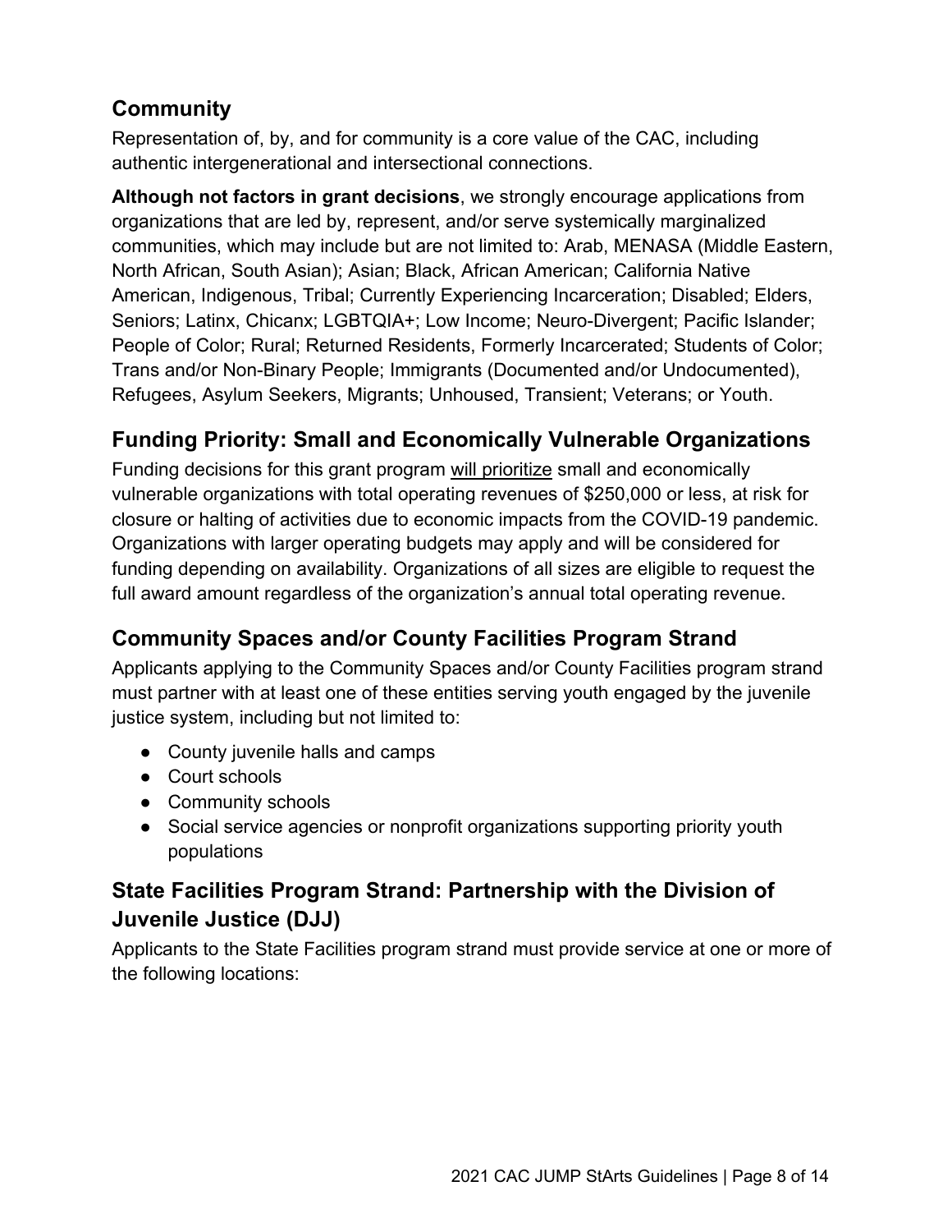## Community

Representation of, by, and for community is a core value of the CAC, including authentic intergenerational and intersectional connections.

**Although not factors in grant decisions**, we strongly encourage applications from organizations that are led by, represent, and/or serve systemically marginalized communities, which may include but are not limited to: Arab, MENASA (Middle Eastern, North African, South Asian); Asian; Black, African American; California Native American, Indigenous, Tribal; Currently Experiencing Incarceration; Disabled; Elders, Seniors; Latinx, Chicanx; LGBTQIA+; Low Income; Neuro-Divergent; Pacific Islander; People of Color; Rural; Returned Residents, Formerly Incarcerated; Students of Color; Trans and/or Non-Binary People; Immigrants (Documented and/or Undocumented), Refugees, Asylum Seekers, Migrants; Unhoused, Transient; Veterans; or Youth.

## Funding Priority: Small and Economically Vulnerable Organizations

Funding decisions for this grant program will prioritize small and economically vulnerable organizations with total operating revenues of $250,000 or less, at risk for closure or halting of activities due to economic impacts from the COVID-19 pandemic. Organizations with larger operating budgets may apply and will be considered for funding depending on availability. Organizations of all sizes are eligible to request the full award amount regardless of the organization's annual total operating revenue.

## Community Spaces and/or County Facilities Program Strand

Applicants applying to the Community Spaces and/or County Facilities program strand must partner with at least one of these entities serving youth engaged by the juvenile justice system, including but not limited to:

- County juvenile halls and camps
- Court schools
- Community schools
- Social service agencies or nonprofit organizations supporting priority youth populations

## State Facilities Program Strand: Partnership with the Division of Juvenile Justice (DJJ)

Applicants to the State Facilities program strand must provide service at one or more of the following locations: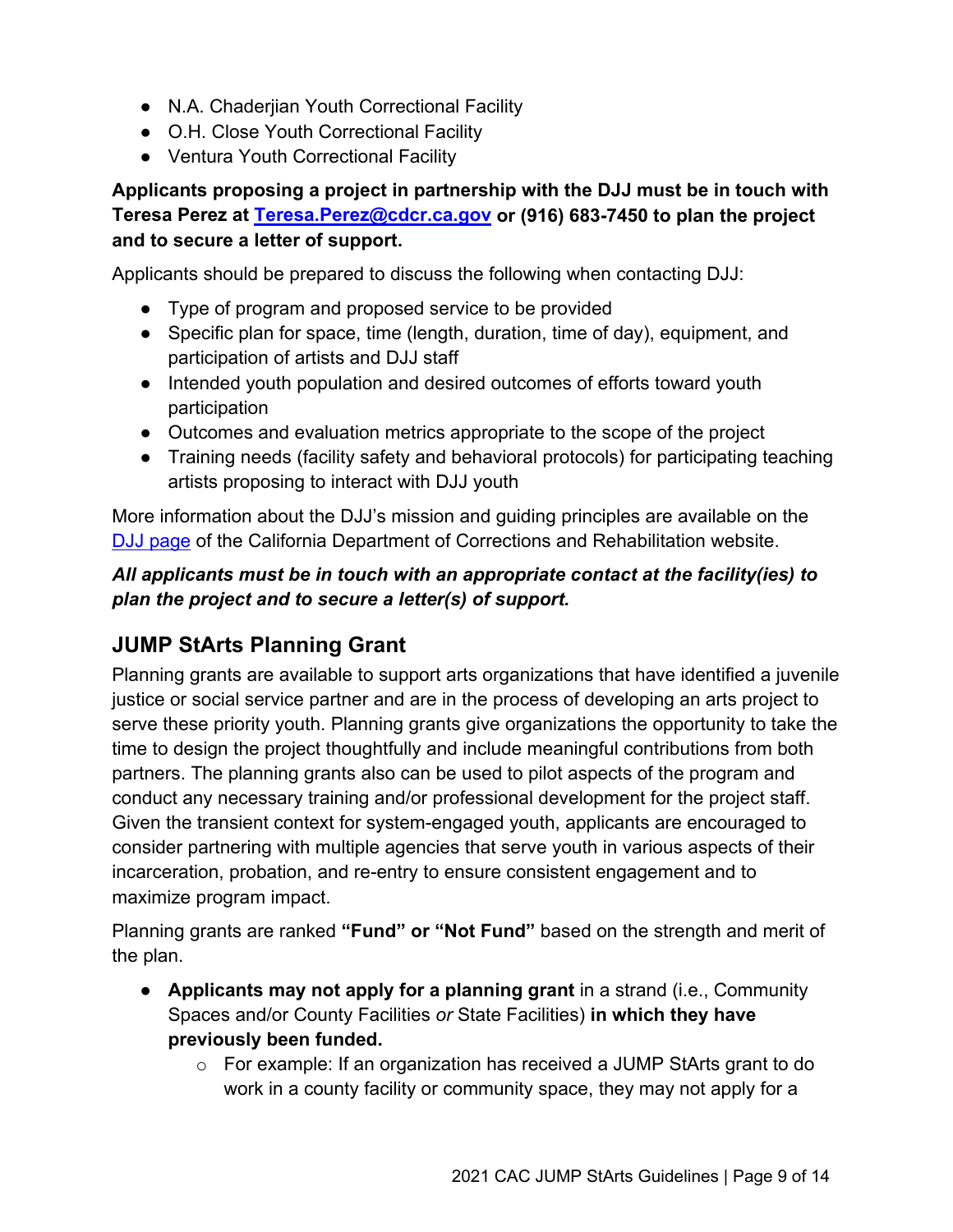- N.A. Chaderjian Youth Correctional Facility
- O.H. Close Youth Correctional Facility
- Ventura Youth Correctional Facility

**Applicants proposing a project in partnership with the DJJ must be in touch with Teresa Perez at [Teresa.Perez@cdcr.ca.gov](mailto:Teresa.Perez@cdcr.ca.gov) or (916) 683-7450 to plan the project and to secure a letter of support.**

Applicants should be prepared to discuss the following when contacting DJJ:

- Type of program and proposed service to be provided
- Specific plan for space, time (length, duration, time of day), equipment, and participation of artists and DJJ staff
- Intended youth population and desired outcomes of efforts toward youth participation
- Outcomes and evaluation metrics appropriate to the scope of the project
- Training needs (facility safety and behavioral protocols) for participating teaching artists proposing to interact with DJJ youth

More information about the DJJ's mission and guiding principles are available on the DJJ page of the California Department of Corrections and Rehabilitation website.

***All applicants must be in touch with an appropriate contact at the facility(ies) to plan the project and to secure a letter(s) of support.***

## JUMP StArts Planning Grant

Planning grants are available to support arts organizations that have identified a juvenile justice or social service partner and are in the process of developing an arts project to serve these priority youth. Planning grants give organizations the opportunity to take the time to design the project thoughtfully and include meaningful contributions from both partners. The planning grants also can be used to pilot aspects of the program and conduct any necessary training and/or professional development for the project staff. Given the transient context for system-engaged youth, applicants are encouraged to consider partnering with multiple agencies that serve youth in various aspects of their incarceration, probation, and re-entry to ensure consistent engagement and to maximize program impact.

Planning grants are ranked **"Fund" or "Not Fund"** based on the strength and merit of the plan.

- **Applicants may not apply for a planning grant** in a strand (i.e., Community Spaces and/or County Facilities *or* State Facilities) **in which they have previously been funded.**
  - For example: If an organization has received a JUMP StArts grant to do work in a county facility or community space, they may not apply for a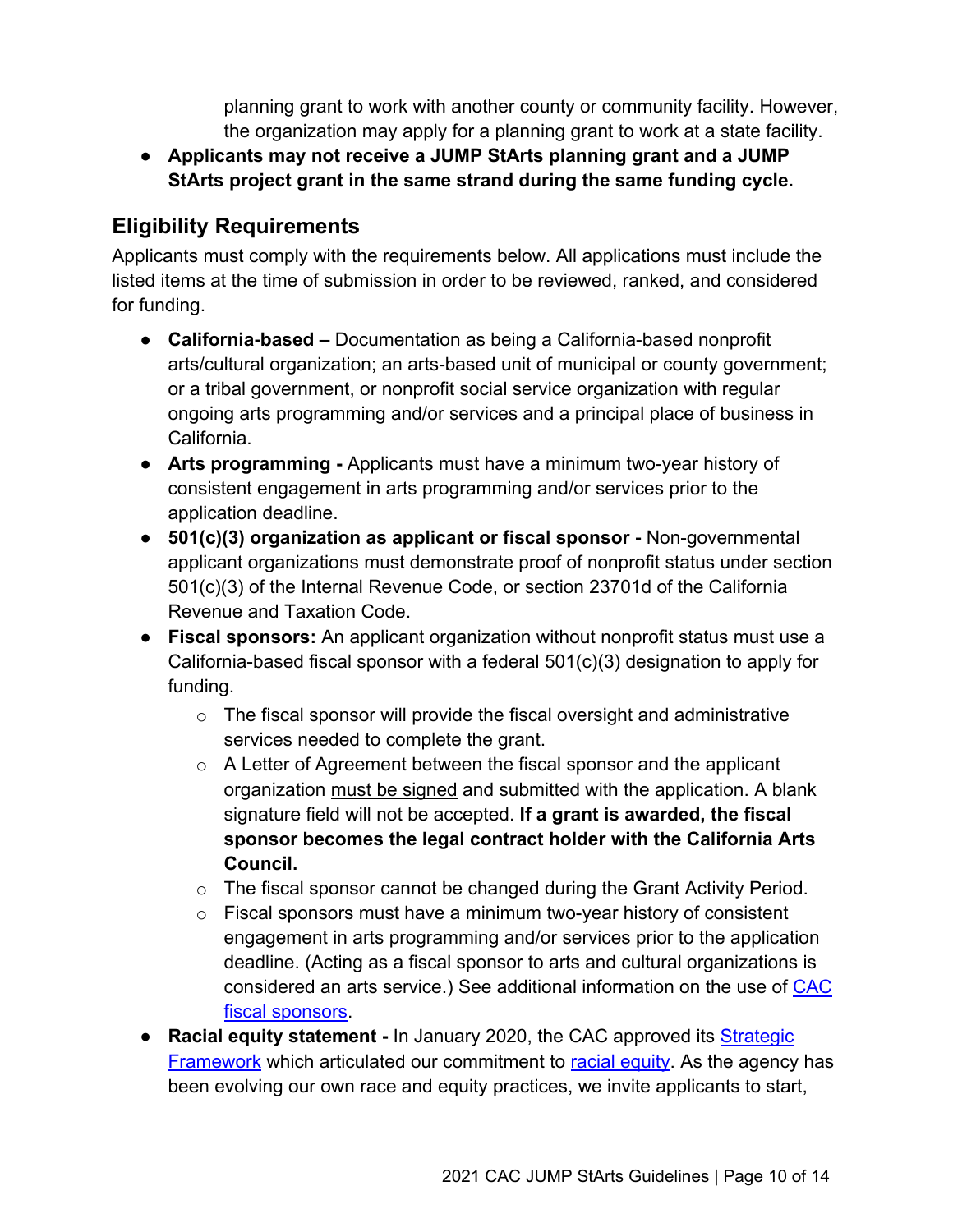planning grant to work with another county or community facility. However, the organization may apply for a planning grant to work at a state facility.

- **Applicants may not receive a JUMP StArts planning grant and a JUMP StArts project grant in the same strand during the same funding cycle.**

## Eligibility Requirements

Applicants must comply with the requirements below. All applications must include the listed items at the time of submission in order to be reviewed, ranked, and considered for funding.

- **California-based –** Documentation as being a California-based nonprofit arts/cultural organization; an arts-based unit of municipal or county government; or a tribal government, or nonprofit social service organization with regular ongoing arts programming and/or services and a principal place of business in California.
- **Arts programming -** Applicants must have a minimum two-year history of consistent engagement in arts programming and/or services prior to the application deadline.
- **501(c)(3) organization as applicant or fiscal sponsor -** Non-governmental applicant organizations must demonstrate proof of nonprofit status under section 501(c)(3) of the Internal Revenue Code, or section 23701d of the California Revenue and Taxation Code.
- **Fiscal sponsors:** An applicant organization without nonprofit status must use a California-based fiscal sponsor with a federal 501(c)(3) designation to apply for funding.
    - The fiscal sponsor will provide the fiscal oversight and administrative services needed to complete the grant.
    - A Letter of Agreement between the fiscal sponsor and the applicant organization must be signed and submitted with the application. A blank signature field will not be accepted. **If a grant is awarded, the fiscal sponsor becomes the legal contract holder with the California Arts Council.**
    - The fiscal sponsor cannot be changed during the Grant Activity Period.
    - Fiscal sponsors must have a minimum two-year history of consistent engagement in arts programming and/or services prior to the application deadline. (Acting as a fiscal sponsor to arts and cultural organizations is considered an arts service.) See additional information on the use of CAC fiscal sponsors.
- **Racial equity statement -** In January 2020, the CAC approved its Strategic Framework which articulated our commitment to racial equity. As the agency has been evolving our own race and equity practices, we invite applicants to start,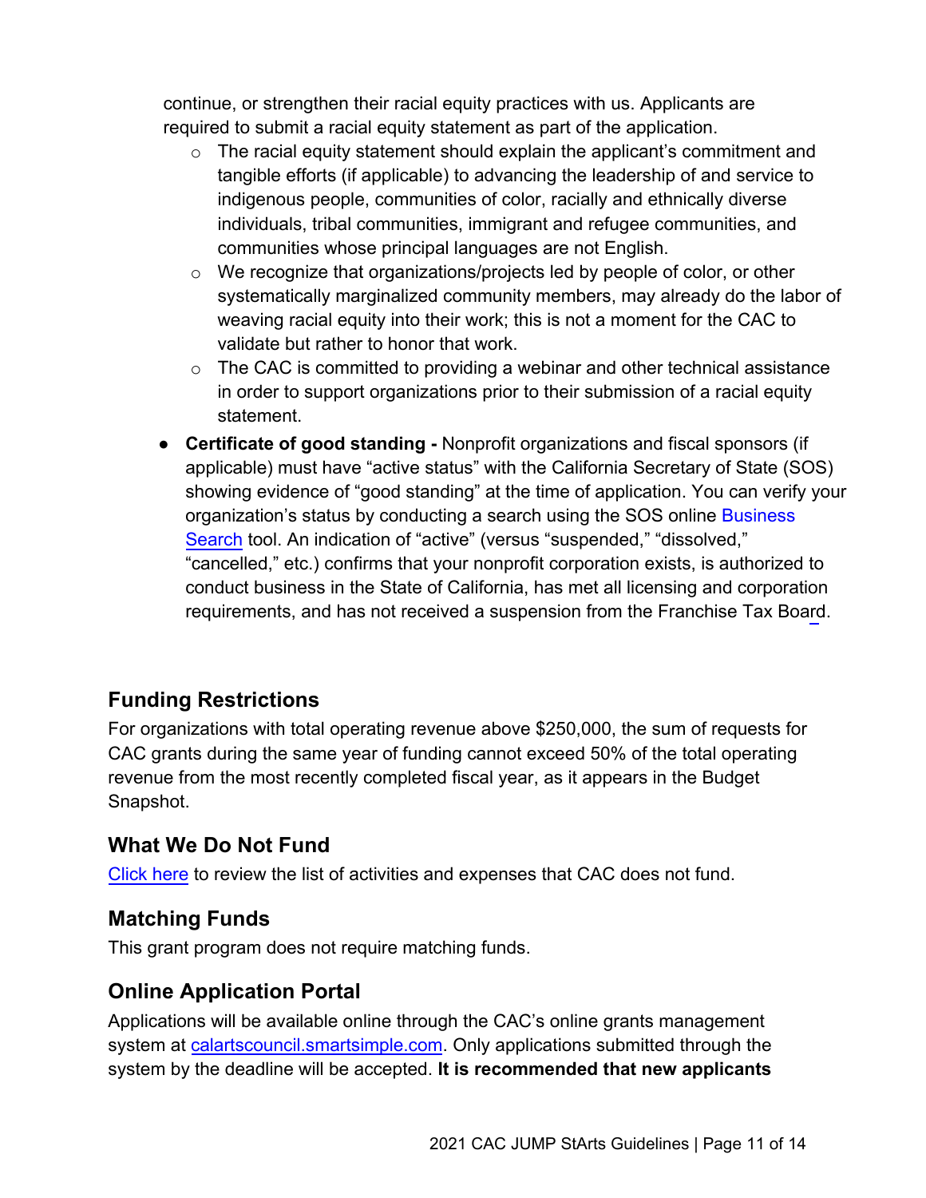continue, or strengthen their racial equity practices with us. Applicants are required to submit a racial equity statement as part of the application.

- The racial equity statement should explain the applicant's commitment and tangible efforts (if applicable) to advancing the leadership of and service to indigenous people, communities of color, racially and ethnically diverse individuals, tribal communities, immigrant and refugee communities, and communities whose principal languages are not English.
- We recognize that organizations/projects led by people of color, or other systematically marginalized community members, may already do the labor of weaving racial equity into their work; this is not a moment for the CAC to validate but rather to honor that work.
- The CAC is committed to providing a webinar and other technical assistance in order to support organizations prior to their submission of a racial equity statement.

- **Certificate of good standing -** Nonprofit organizations and fiscal sponsors (if applicable) must have "active status" with the California Secretary of State (SOS) showing evidence of "good standing" at the time of application. You can verify your organization's status by conducting a search using the SOS online Business Search tool. An indication of "active" (versus "suspended," "dissolved," "cancelled," etc.) confirms that your nonprofit corporation exists, is authorized to conduct business in the State of California, has met all licensing and corporation requirements, and has not received a suspension from the Franchise Tax Board.

## Funding Restrictions

For organizations with total operating revenue above $250,000, the sum of requests for CAC grants during the same year of funding cannot exceed 50% of the total operating revenue from the most recently completed fiscal year, as it appears in the Budget Snapshot.

## What We Do Not Fund

Click here to review the list of activities and expenses that CAC does not fund.

## Matching Funds

This grant program does not require matching funds.

## Online Application Portal

Applications will be available online through the CAC's online grants management system at calartscouncil.smartsimple.com. Only applications submitted through the system by the deadline will be accepted. **It is recommended that new applicants**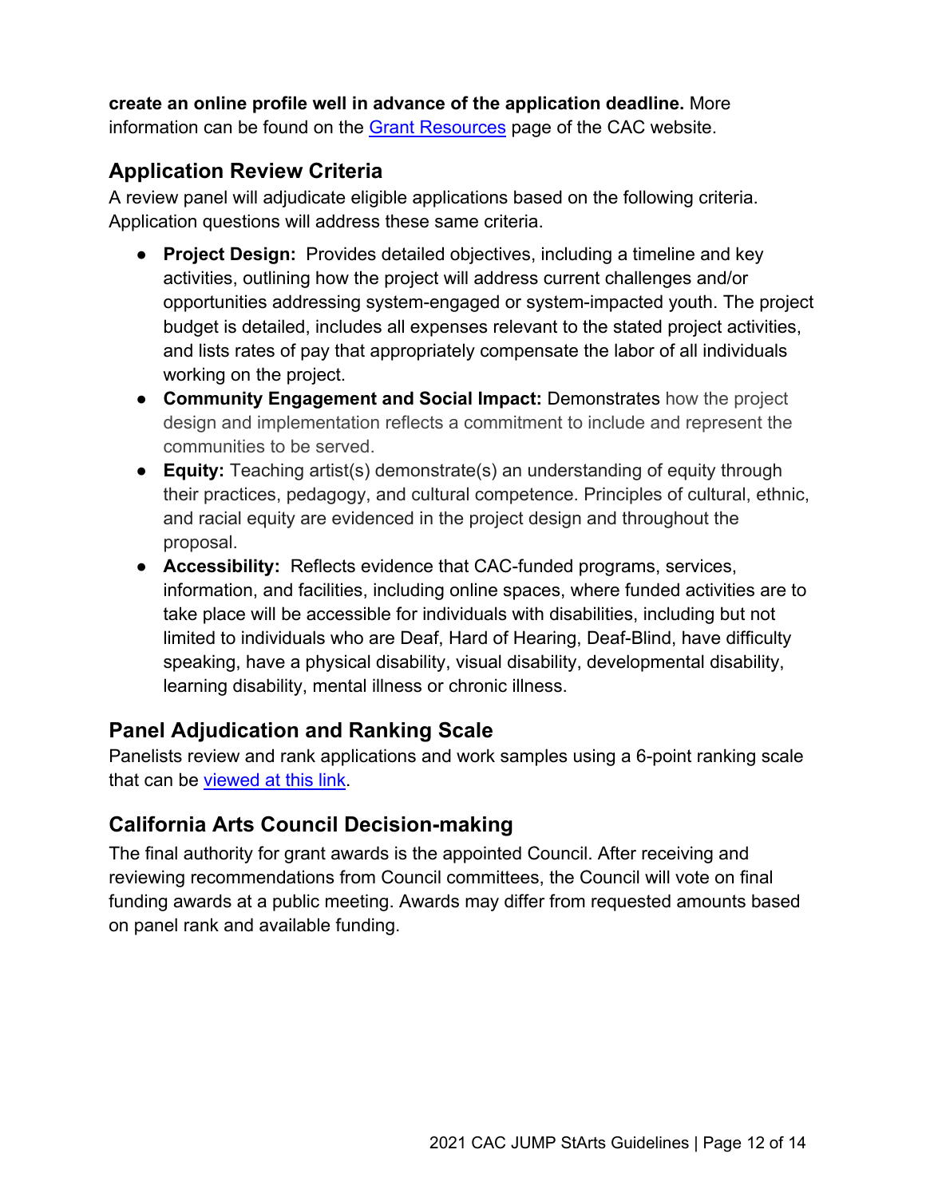**create an online profile well in advance of the application deadline.** More information can be found on the [Grant Resources](#) page of the CAC website.

## Application Review Criteria

A review panel will adjudicate eligible applications based on the following criteria. Application questions will address these same criteria.

- **Project Design:** Provides detailed objectives, including a timeline and key activities, outlining how the project will address current challenges and/or opportunities addressing system-engaged or system-impacted youth. The project budget is detailed, includes all expenses relevant to the stated project activities, and lists rates of pay that appropriately compensate the labor of all individuals working on the project.
- **Community Engagement and Social Impact:** Demonstrates how the project design and implementation reflects a commitment to include and represent the communities to be served.
- **Equity:** Teaching artist(s) demonstrate(s) an understanding of equity through their practices, pedagogy, and cultural competence. Principles of cultural, ethnic, and racial equity are evidenced in the project design and throughout the proposal.
- **Accessibility:** Reflects evidence that CAC-funded programs, services, information, and facilities, including online spaces, where funded activities are to take place will be accessible for individuals with disabilities, including but not limited to individuals who are Deaf, Hard of Hearing, Deaf-Blind, have difficulty speaking, have a physical disability, visual disability, developmental disability, learning disability, mental illness or chronic illness.

## Panel Adjudication and Ranking Scale

Panelists review and rank applications and work samples using a 6-point ranking scale that can be [viewed at this link](#).

## California Arts Council Decision-making

The final authority for grant awards is the appointed Council. After receiving and reviewing recommendations from Council committees, the Council will vote on final funding awards at a public meeting. Awards may differ from requested amounts based on panel rank and available funding.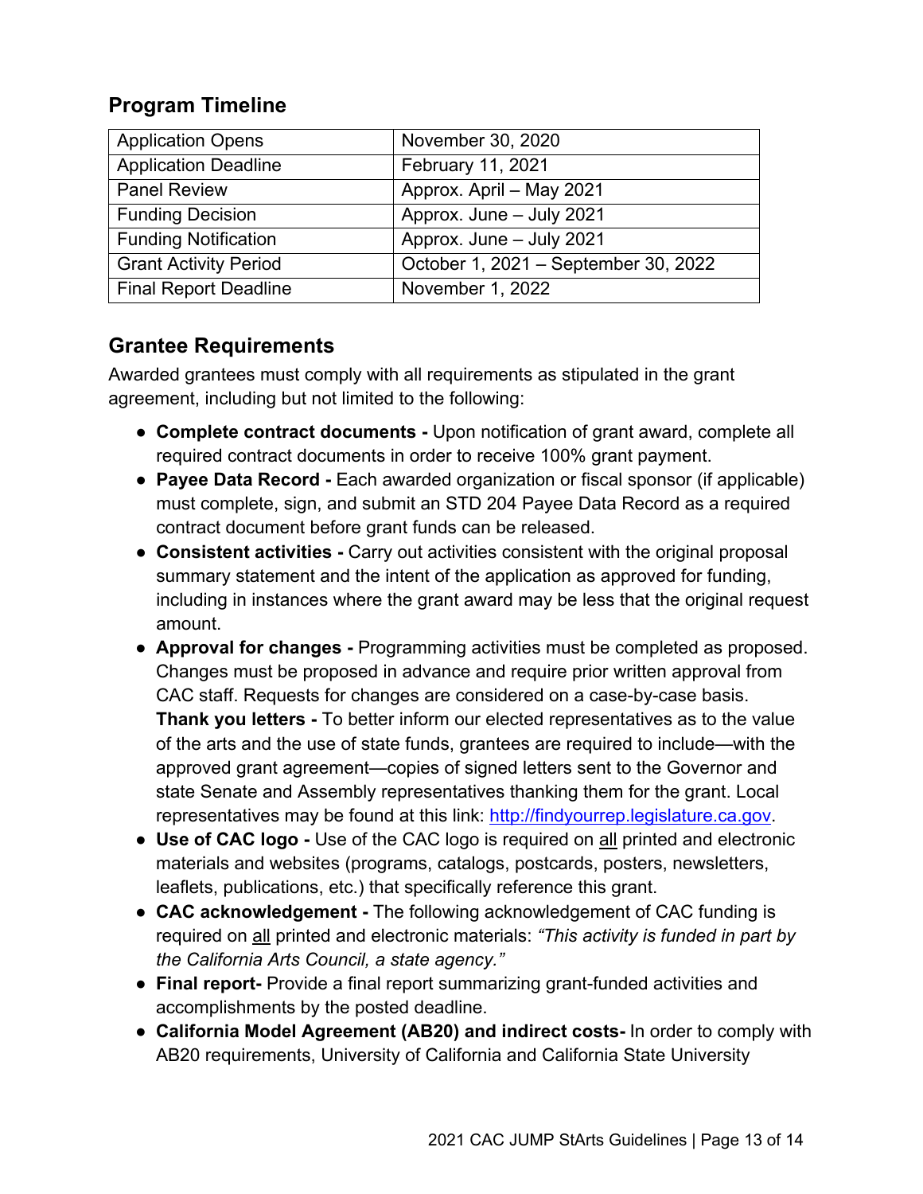## Program Timeline

| Application Opens | November 30, 2020 |
| --- | --- |
| Application Deadline | February 11, 2021 |
| Panel Review | Approx. April – May 2021 |
| Funding Decision | Approx. June – July 2021 |
| Funding Notification | Approx. June – July 2021 |
| Grant Activity Period | October 1, 2021 – September 30, 2022 |
| Final Report Deadline | November 1, 2022 |

## Grantee Requirements

Awarded grantees must comply with all requirements as stipulated in the grant agreement, including but not limited to the following:

- **Complete contract documents -** Upon notification of grant award, complete all required contract documents in order to receive 100% grant payment.
- **Payee Data Record -** Each awarded organization or fiscal sponsor (if applicable) must complete, sign, and submit an STD 204 Payee Data Record as a required contract document before grant funds can be released.
- **Consistent activities -** Carry out activities consistent with the original proposal summary statement and the intent of the application as approved for funding, including in instances where the grant award may be less that the original request amount.
- **Approval for changes -** Programming activities must be completed as proposed. Changes must be proposed in advance and require prior written approval from CAC staff. Requests for changes are considered on a case-by-case basis.
  **Thank you letters -** To better inform our elected representatives as to the value of the arts and the use of state funds, grantees are required to include—with the approved grant agreement—copies of signed letters sent to the Governor and state Senate and Assembly representatives thanking them for the grant. Local representatives may be found at this link: [http://findyourrep.legislature.ca.gov](http://findyourrep.legislature.ca.gov).
- **Use of CAC logo -** Use of the CAC logo is required on <u>all</u> printed and electronic materials and websites (programs, catalogs, postcards, posters, newsletters, leaflets, publications, etc.) that specifically reference this grant.
- **CAC acknowledgement -** The following acknowledgement of CAC funding is required on <u>all</u> printed and electronic materials: *"This activity is funded in part by the California Arts Council, a state agency."*
- **Final report-** Provide a final report summarizing grant-funded activities and accomplishments by the posted deadline.
- **California Model Agreement (AB20) and indirect costs-** In order to comply with AB20 requirements, University of California and California State University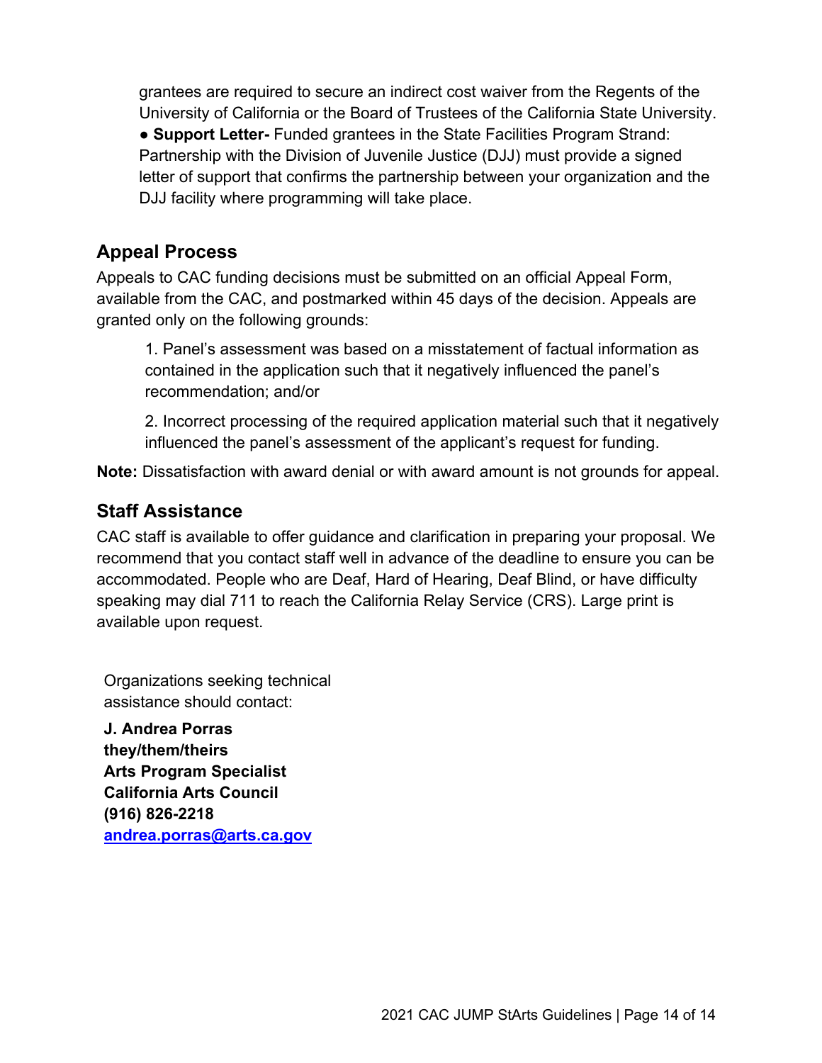grantees are required to secure an indirect cost waiver from the Regents of the University of California or the Board of Trustees of the California State University.

- **Support Letter-** Funded grantees in the State Facilities Program Strand: Partnership with the Division of Juvenile Justice (DJJ) must provide a signed letter of support that confirms the partnership between your organization and the DJJ facility where programming will take place.

## Appeal Process

Appeals to CAC funding decisions must be submitted on an official Appeal Form, available from the CAC, and postmarked within 45 days of the decision. Appeals are granted only on the following grounds:

1. Panel's assessment was based on a misstatement of factual information as contained in the application such that it negatively influenced the panel's recommendation; and/or

2. Incorrect processing of the required application material such that it negatively influenced the panel's assessment of the applicant's request for funding.

**Note:** Dissatisfaction with award denial or with award amount is not grounds for appeal.

## Staff Assistance

CAC staff is available to offer guidance and clarification in preparing your proposal. We recommend that you contact staff well in advance of the deadline to ensure you can be accommodated. People who are Deaf, Hard of Hearing, Deaf Blind, or have difficulty speaking may dial 711 to reach the California Relay Service (CRS). Large print is available upon request.

Organizations seeking technical assistance should contact:

**J. Andrea Porras**
**they/them/theirs**
**Arts Program Specialist**
**California Arts Council**
**(916) 826-2218**
**andrea.porras@arts.ca.gov**